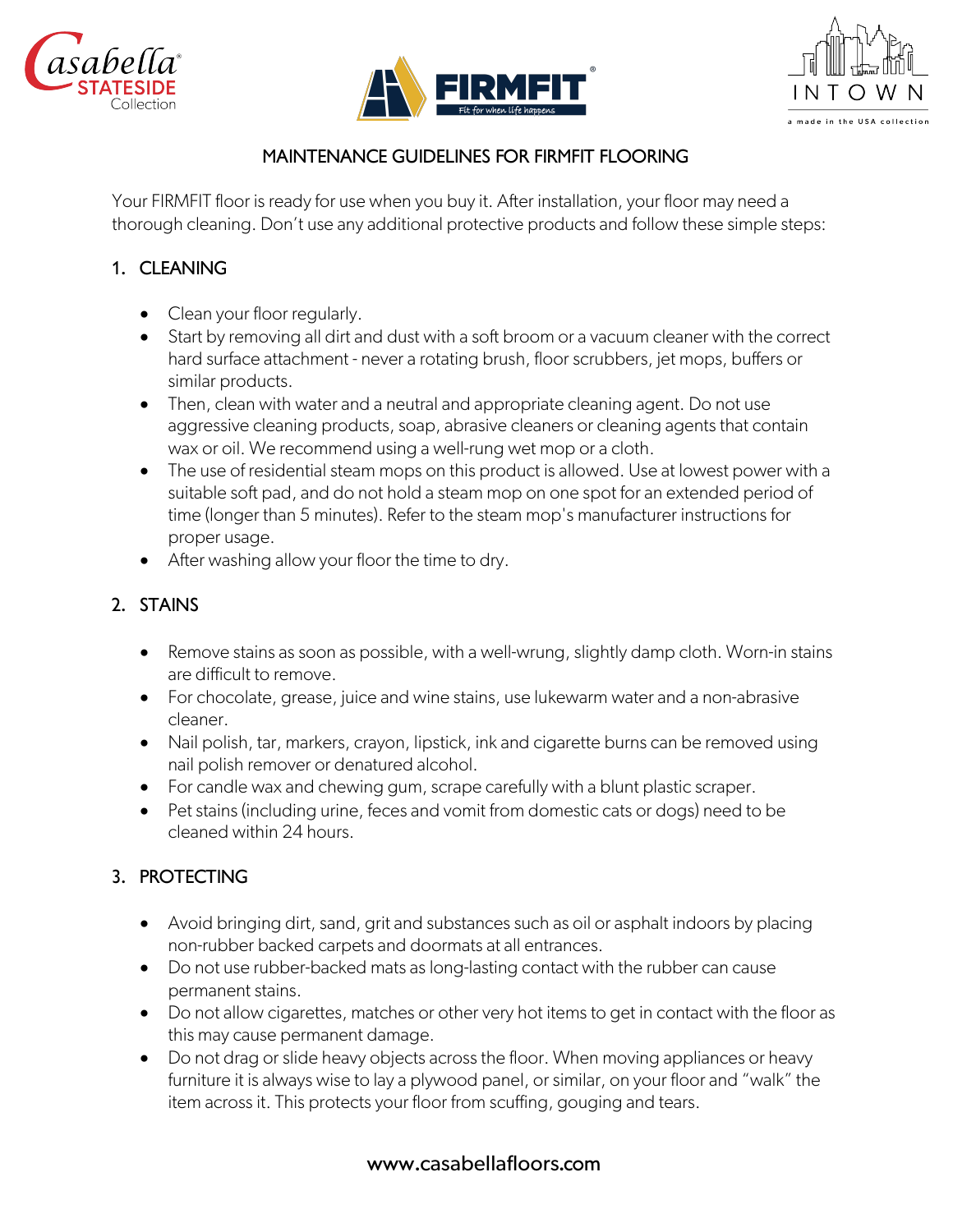# MAINTENANCE GUIDELINES FOR FIRMFIT FLOORING

Your FIRMFIT floor is ready for use when you buy it. After installation, your floor may need a thorough cleaning. Don't use any additional protective products and follow these simple steps:

## 1. CLEANING

- Clean your floor regularly.
- Start by removing all dirt and dust with a soft broom or a vacuum cleaner with the correct hard surface attachment - never a rotating brush, floor scrubbers, jet mops, buffers or similar products.
- Then, clean with water and a neutral and appropriate cleaning agent. Do not use aggressive cleaning products, soap, abrasive cleaners or cleaning agents that contain wax or oil. We recommend using a well-rung wet mop or a cloth.
- The use of residential steam mops on this product is allowed. Use at lowest power with a suitable soft pad, and do not hold a steam mop on one spot for an extended period of time (longer than 5 minutes). Refer to the steam mop's manufacturer instructions for proper usage.
- After washing allow your floor the time to dry.

## 2. STAINS

- Remove stains as soon as possible, with a well-wrung, slightly damp cloth. Worn-in stains are difficult to remove.
- For chocolate, grease, juice and wine stains, use lukewarm water and a non-abrasive cleaner.
- Nail polish, tar, markers, crayon, lipstick, ink and cigarette burns can be removed using nail polish remover or denatured alcohol.
- For candle wax and chewing gum, scrape carefully with a blunt plastic scraper.
- Pet stains (including urine, feces and vomit from domestic cats or dogs) need to be cleaned within 24 hours.

## 3. PROTECTING

- Avoid bringing dirt, sand, grit and substances such as oil or asphalt indoors by placing non-rubber backed carpets and doormats at all entrances.
- Do not use rubber-backed mats as long-lasting contact with the rubber can cause permanent stains.
- Do not allow cigarettes, matches or other very hot items to get in contact with the floor as this may cause permanent damage.
- Do not drag or slide heavy objects across the floor. When moving appliances or heavy furniture it is always wise to lay a plywood panel, or similar, on your floor and "walk" the item across it. This protects your floor from scuffing, gouging and tears.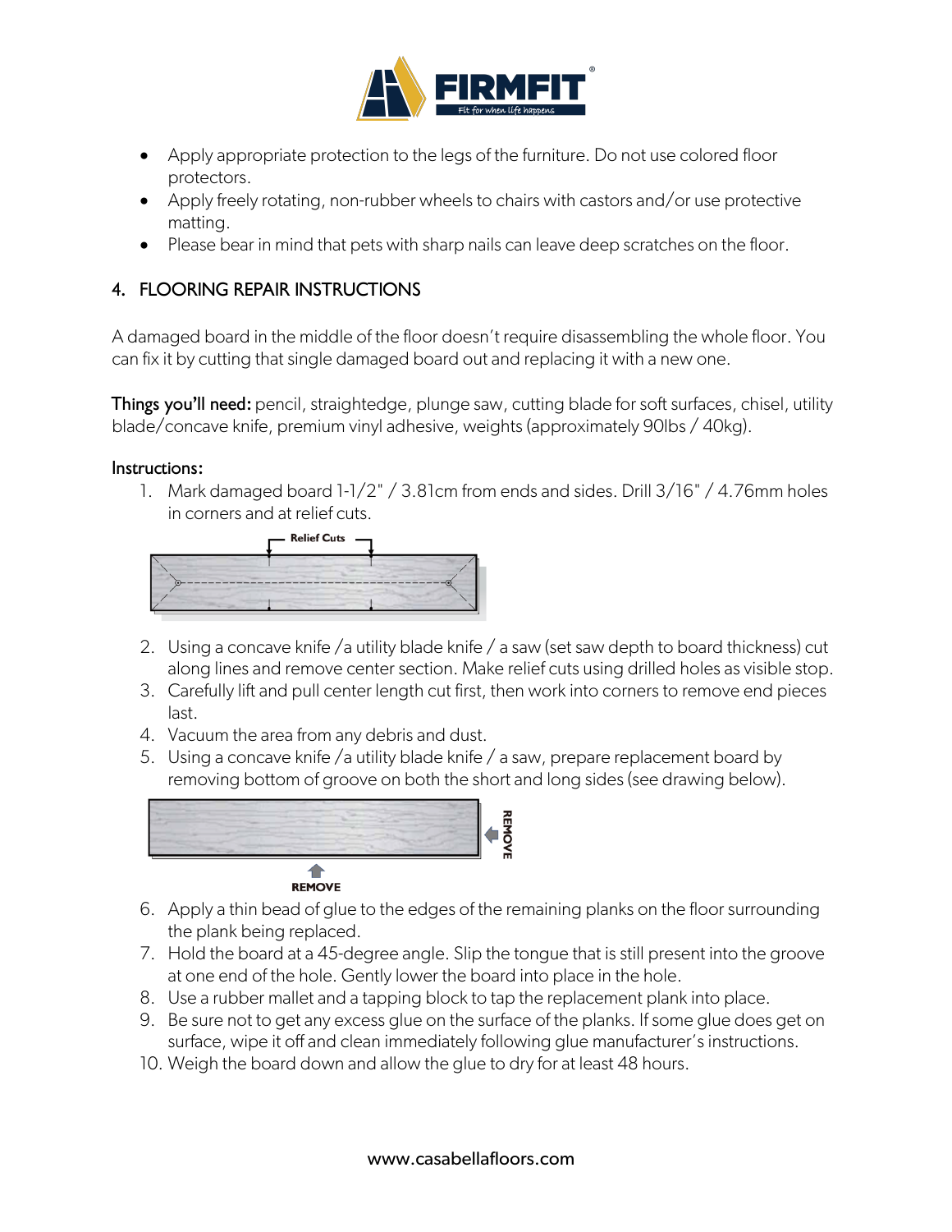- Apply appropriate protection to the legs of the furniture. Do not use colored floor protectors.
- Apply freely rotating, non-rubber wheels to chairs with castors and/or use protective matting.
- Please bear in mind that pets with sharp nails can leave deep scratches on the floor.

## 4. FLOORING REPAIR INSTRUCTIONS

A damaged board in the middle of the floor doesn't require disassembling the whole floor. You can fix it by cutting that single damaged board out and replacing it with a new one.

**Things you'll need:** pencil, straightedge, plunge saw, cutting blade for soft surfaces, chisel, utility blade/concave knife, premium vinyl adhesive, weights (approximately 90lbs / 40kg).

**Instructions:**

1. Mark damaged board 1-1/2" / 3.81cm from ends and sides. Drill 3/16" / 4.76mm holes in corners and at relief cuts.

Relief Cuts

2. Using a concave knife /a utility blade knife / a saw (set saw depth to board thickness) cut along lines and remove center section. Make relief cuts using drilled holes as visible stop.
3. Carefully lift and pull center length cut first, then work into corners to remove end pieces last.
4. Vacuum the area from any debris and dust.
5. Using a concave knife /a utility blade knife / a saw, prepare replacement board by removing bottom of groove on both the short and long sides (see drawing below).

REMOVE

REMOVE

6. Apply a thin bead of glue to the edges of the remaining planks on the floor surrounding the plank being replaced.
7. Hold the board at a 45-degree angle. Slip the tongue that is still present into the groove at one end of the hole. Gently lower the board into place in the hole.
8. Use a rubber mallet and a tapping block to tap the replacement plank into place.
9. Be sure not to get any excess glue on the surface of the planks. If some glue does get on surface, wipe it off and clean immediately following glue manufacturer's instructions.
10. Weigh the board down and allow the glue to dry for at least 48 hours.